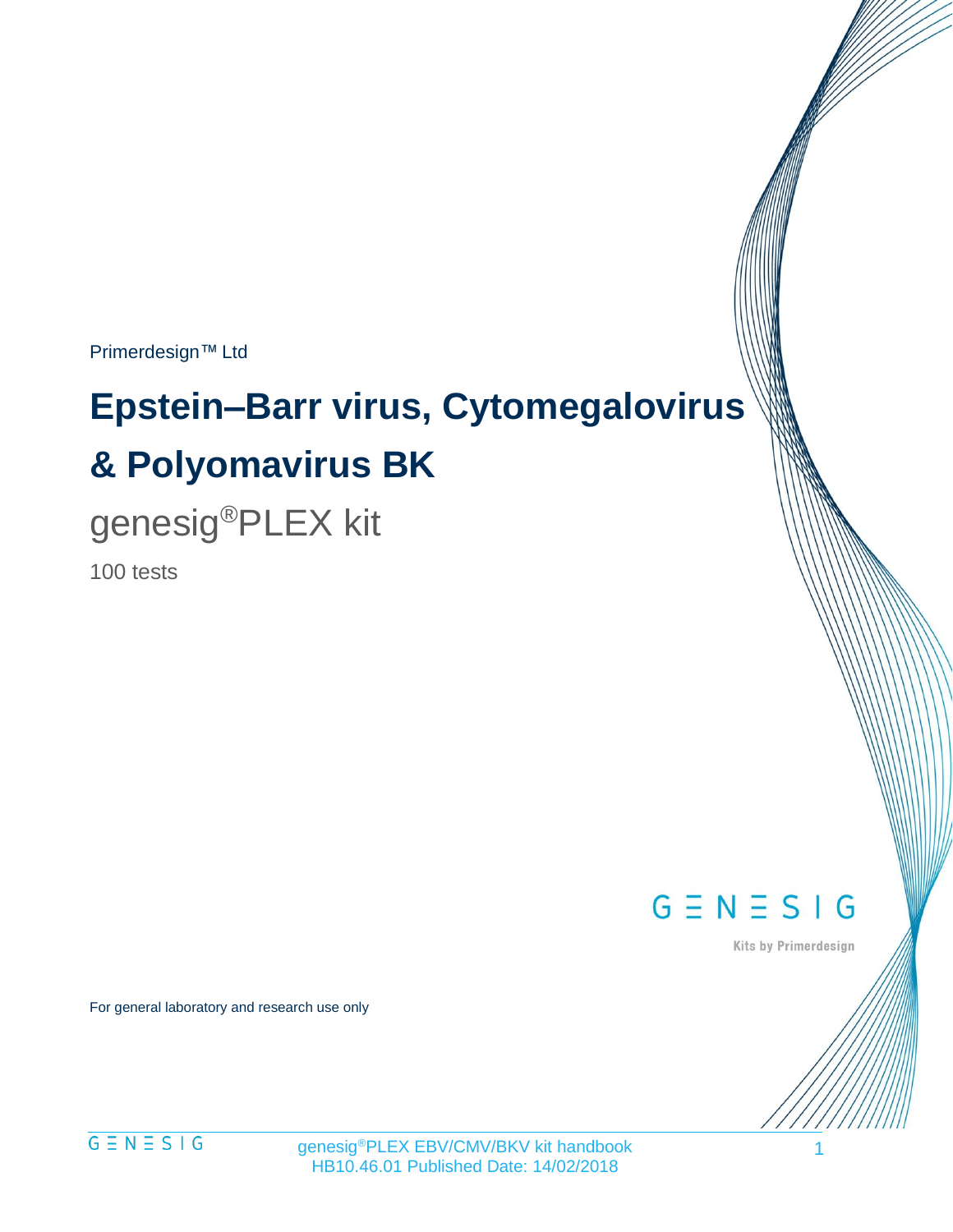Primerdesign™ Ltd

# Epstein–Barr virus, Cytomegalovirus & Polyomavirus BK

## genesig®PLEX kit

100 tests

GENESIG

Kits by Primerdesign

For general laboratory and research use only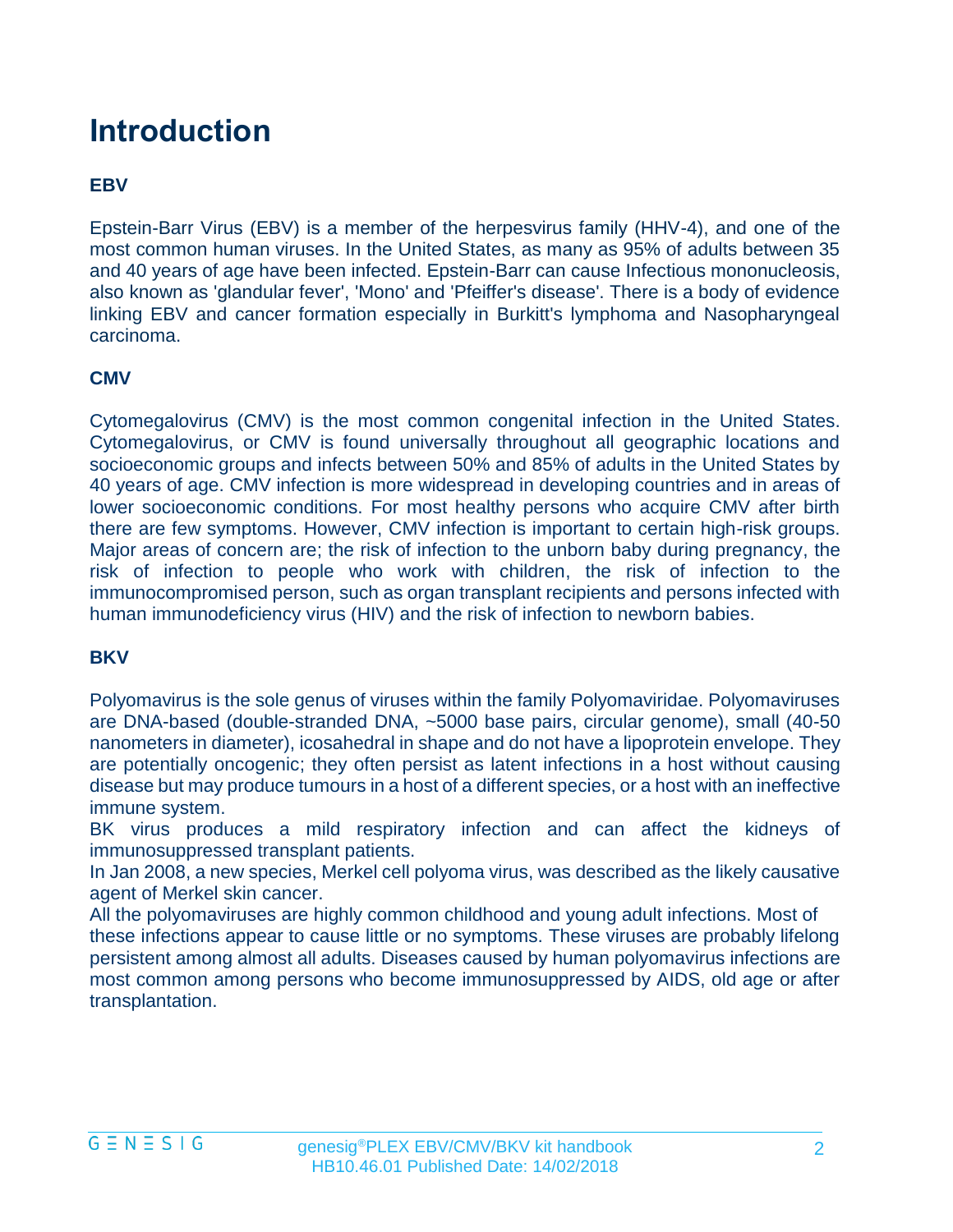# Introduction

### EBV

Epstein-Barr Virus (EBV) is a member of the herpesvirus family (HHV-4), and one of the most common human viruses. In the United States, as many as 95% of adults between 35 and 40 years of age have been infected. Epstein-Barr can cause Infectious mononucleosis, also known as 'glandular fever', 'Mono' and 'Pfeiffer's disease'. There is a body of evidence linking EBV and cancer formation especially in Burkitt's lymphoma and Nasopharyngeal carcinoma.

### CMV

Cytomegalovirus (CMV) is the most common congenital infection in the United States. Cytomegalovirus, or CMV is found universally throughout all geographic locations and socioeconomic groups and infects between 50% and 85% of adults in the United States by 40 years of age. CMV infection is more widespread in developing countries and in areas of lower socioeconomic conditions. For most healthy persons who acquire CMV after birth there are few symptoms. However, CMV infection is important to certain high-risk groups. Major areas of concern are; the risk of infection to the unborn baby during pregnancy, the risk of infection to people who work with children, the risk of infection to the immunocompromised person, such as organ transplant recipients and persons infected with human immunodeficiency virus (HIV) and the risk of infection to newborn babies.

### BKV

Polyomavirus is the sole genus of viruses within the family Polyomaviridae. Polyomaviruses are DNA-based (double-stranded DNA, ~5000 base pairs, circular genome), small (40-50 nanometers in diameter), icosahedral in shape and do not have a lipoprotein envelope. They are potentially oncogenic; they often persist as latent infections in a host without causing disease but may produce tumours in a host of a different species, or a host with an ineffective immune system.

BK virus produces a mild respiratory infection and can affect the kidneys of immunosuppressed transplant patients.

In Jan 2008, a new species, Merkel cell polyoma virus, was described as the likely causative agent of Merkel skin cancer.

All the polyomaviruses are highly common childhood and young adult infections. Most of these infections appear to cause little or no symptoms. These viruses are probably lifelong persistent among almost all adults. Diseases caused by human polyomavirus infections are most common among persons who become immunosuppressed by AIDS, old age or after transplantation.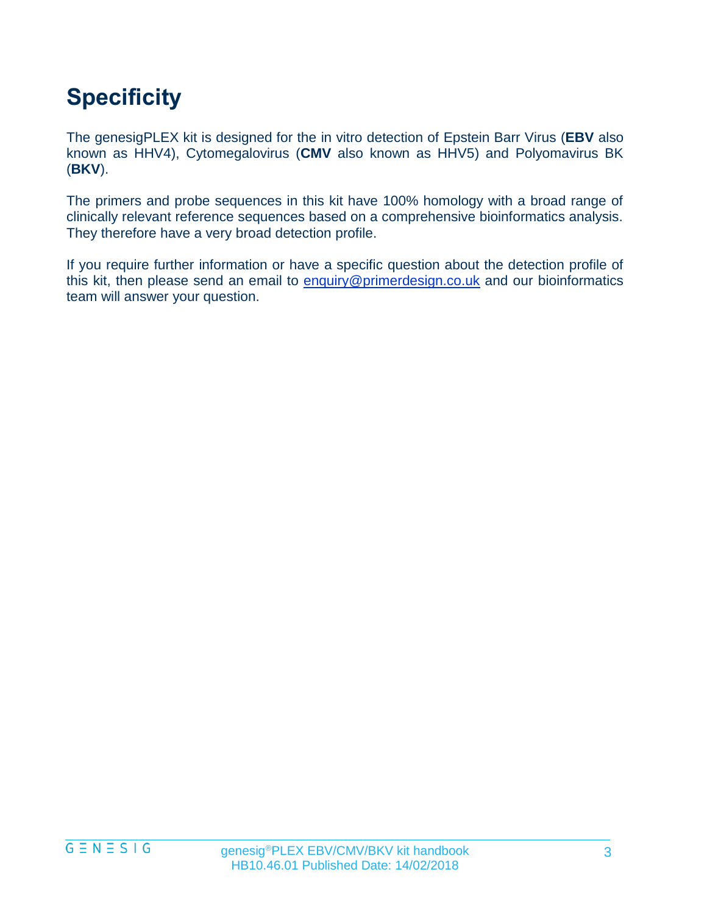# Specificity

The genesigPLEX kit is designed for the in vitro detection of Epstein Barr Virus (**EBV** also known as HHV4), Cytomegalovirus (**CMV** also known as HHV5) and Polyomavirus BK (**BKV**).

The primers and probe sequences in this kit have 100% homology with a broad range of clinically relevant reference sequences based on a comprehensive bioinformatics analysis. They therefore have a very broad detection profile.

If you require further information or have a specific question about the detection profile of this kit, then please send an email to enquiry@primerdesign.co.uk and our bioinformatics team will answer your question.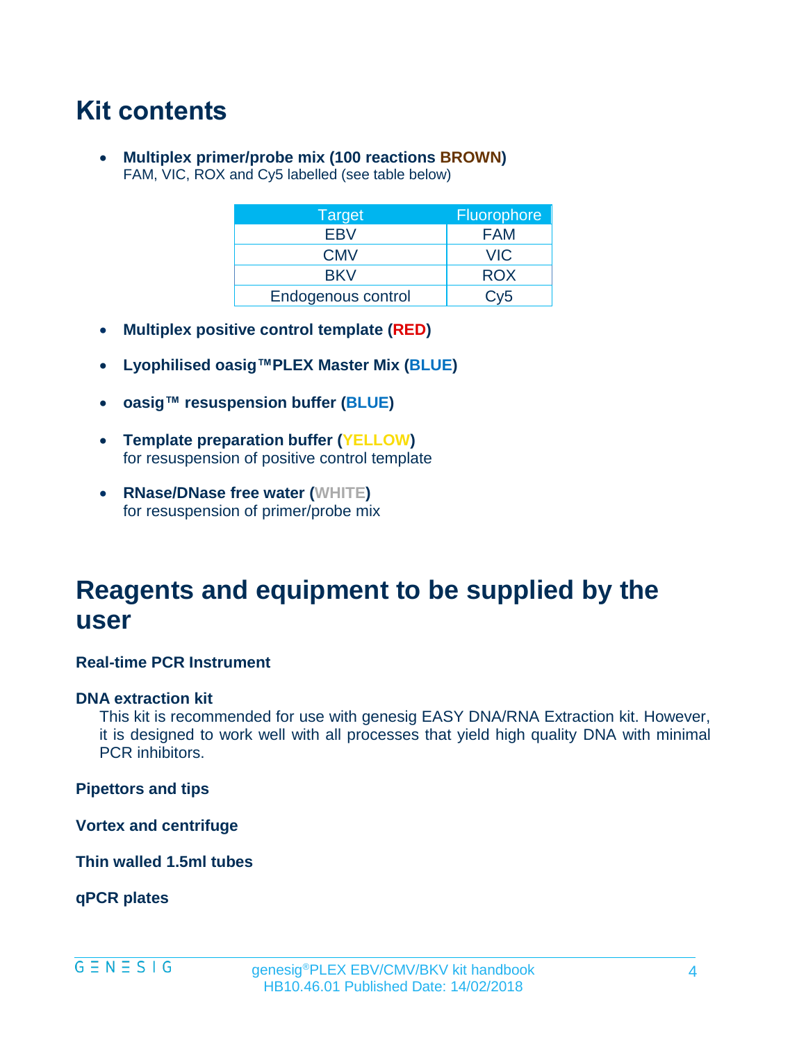# Kit contents

- **Multiplex primer/probe mix (100 reactions BROWN)**
  FAM, VIC, ROX and Cy5 labelled (see table below)

| Target | Fluorophore |
|---|---|
| EBV | FAM |
| CMV | VIC |
| BKV | ROX |
| Endogenous control | Cy5 |

- **Multiplex positive control template (RED)**

- **Lyophilised oasig™PLEX Master Mix (BLUE)**

- **oasig™ resuspension buffer (BLUE)**

- **Template preparation buffer (YELLOW)**
  for resuspension of positive control template

- **RNase/DNase free water (WHITE)**
  for resuspension of primer/probe mix

# Reagents and equipment to be supplied by the user

**Real-time PCR Instrument**

**DNA extraction kit**

This kit is recommended for use with genesig EASY DNA/RNA Extraction kit. However, it is designed to work well with all processes that yield high quality DNA with minimal PCR inhibitors.

**Pipettors and tips**

**Vortex and centrifuge**

**Thin walled 1.5ml tubes**

**qPCR plates**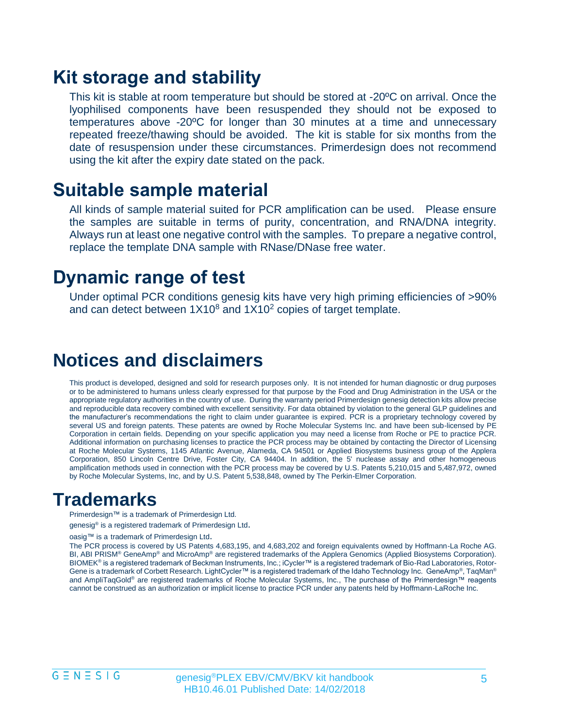## Kit storage and stability

This kit is stable at room temperature but should be stored at -20ºC on arrival. Once the lyophilised components have been resuspended they should not be exposed to temperatures above -20ºC for longer than 30 minutes at a time and unnecessary repeated freeze/thawing should be avoided. The kit is stable for six months from the date of resuspension under these circumstances. Primerdesign does not recommend using the kit after the expiry date stated on the pack.

## Suitable sample material

All kinds of sample material suited for PCR amplification can be used. Please ensure the samples are suitable in terms of purity, concentration, and RNA/DNA integrity. Always run at least one negative control with the samples. To prepare a negative control, replace the template DNA sample with RNase/DNase free water.

## Dynamic range of test

Under optimal PCR conditions genesig kits have very high priming efficiencies of >90% and can detect between $1X10^8$ and $1X10^2$ copies of target template.

## Notices and disclaimers

This product is developed, designed and sold for research purposes only. It is not intended for human diagnostic or drug purposes or to be administered to humans unless clearly expressed for that purpose by the Food and Drug Administration in the USA or the appropriate regulatory authorities in the country of use. During the warranty period Primerdesign genesig detection kits allow precise and reproducible data recovery combined with excellent sensitivity. For data obtained by violation to the general GLP guidelines and the manufacturer's recommendations the right to claim under guarantee is expired. PCR is a proprietary technology covered by several US and foreign patents. These patents are owned by Roche Molecular Systems Inc. and have been sub-licensed by PE Corporation in certain fields. Depending on your specific application you may need a license from Roche or PE to practice PCR. Additional information on purchasing licenses to practice the PCR process may be obtained by contacting the Director of Licensing at Roche Molecular Systems, 1145 Atlantic Avenue, Alameda, CA 94501 or Applied Biosystems business group of the Applera Corporation, 850 Lincoln Centre Drive, Foster City, CA 94404. In addition, the 5' nuclease assay and other homogeneous amplification methods used in connection with the PCR process may be covered by U.S. Patents 5,210,015 and 5,487,972, owned by Roche Molecular Systems, Inc, and by U.S. Patent 5,538,848, owned by The Perkin-Elmer Corporation.

## Trademarks

Primerdesign™ is a trademark of Primerdesign Ltd.

genesig® is a registered trademark of Primerdesign Ltd.

oasig™ is a trademark of Primerdesign Ltd.

The PCR process is covered by US Patents 4,683,195, and 4,683,202 and foreign equivalents owned by Hoffmann-La Roche AG. BI, ABI PRISM® GeneAmp® and MicroAmp® are registered trademarks of the Applera Genomics (Applied Biosystems Corporation). BIOMEK® is a registered trademark of Beckman Instruments, Inc.; iCycler™ is a registered trademark of Bio-Rad Laboratories, Rotor-Gene is a trademark of Corbett Research. LightCycler™ is a registered trademark of the Idaho Technology Inc. GeneAmp®, TaqMan® and AmpliTaqGold® are registered trademarks of Roche Molecular Systems, Inc., The purchase of the Primerdesign™ reagents cannot be construed as an authorization or implicit license to practice PCR under any patents held by Hoffmann-LaRoche Inc.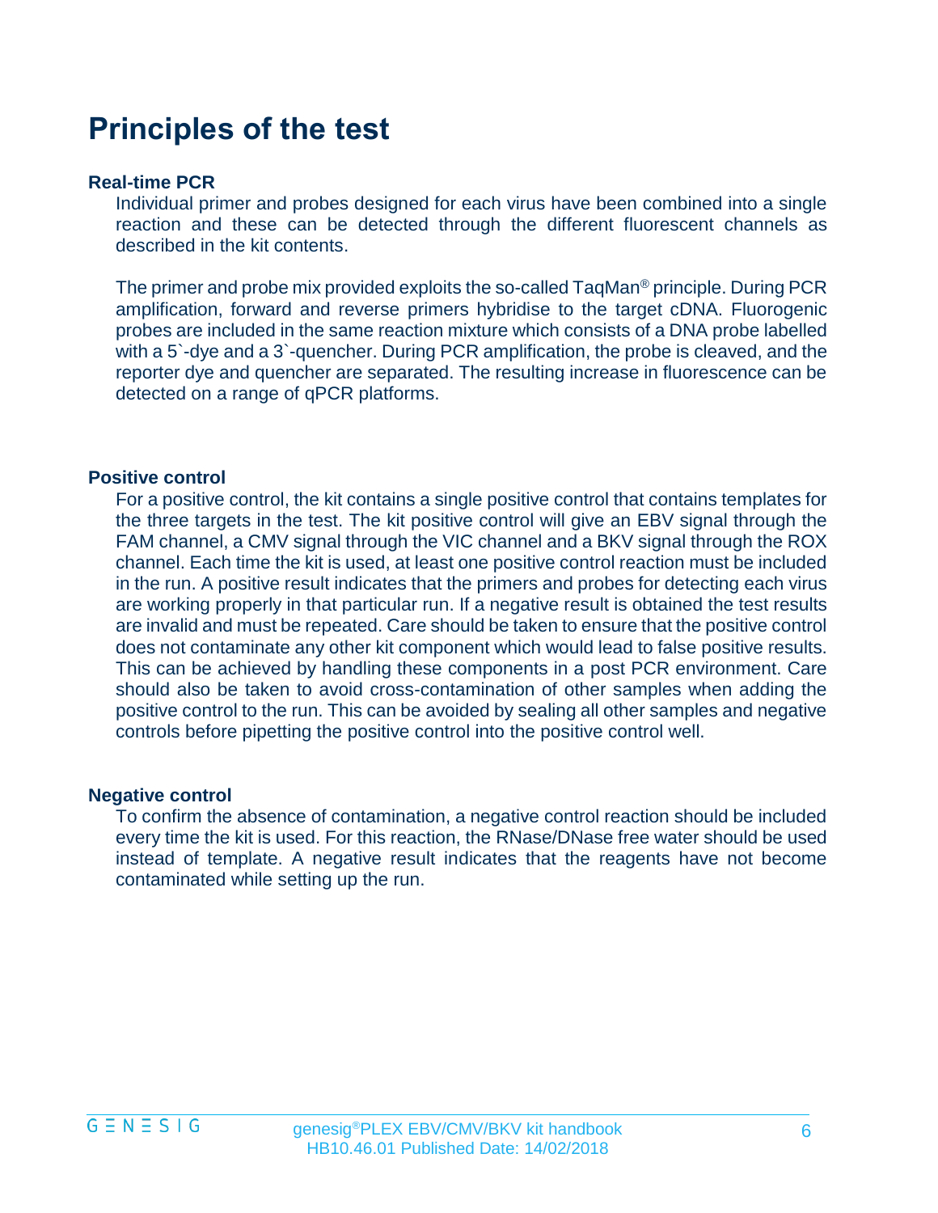# Principles of the test

### Real-time PCR

Individual primer and probes designed for each virus have been combined into a single reaction and these can be detected through the different fluorescent channels as described in the kit contents.

The primer and probe mix provided exploits the so-called TaqMan® principle. During PCR amplification, forward and reverse primers hybridise to the target cDNA. Fluorogenic probes are included in the same reaction mixture which consists of a DNA probe labelled with a 5`-dye and a 3`-quencher. During PCR amplification, the probe is cleaved, and the reporter dye and quencher are separated. The resulting increase in fluorescence can be detected on a range of qPCR platforms.

### Positive control

For a positive control, the kit contains a single positive control that contains templates for the three targets in the test. The kit positive control will give an EBV signal through the FAM channel, a CMV signal through the VIC channel and a BKV signal through the ROX channel. Each time the kit is used, at least one positive control reaction must be included in the run. A positive result indicates that the primers and probes for detecting each virus are working properly in that particular run. If a negative result is obtained the test results are invalid and must be repeated. Care should be taken to ensure that the positive control does not contaminate any other kit component which would lead to false positive results. This can be achieved by handling these components in a post PCR environment. Care should also be taken to avoid cross-contamination of other samples when adding the positive control to the run. This can be avoided by sealing all other samples and negative controls before pipetting the positive control into the positive control well.

### Negative control

To confirm the absence of contamination, a negative control reaction should be included every time the kit is used. For this reaction, the RNase/DNase free water should be used instead of template. A negative result indicates that the reagents have not become contaminated while setting up the run.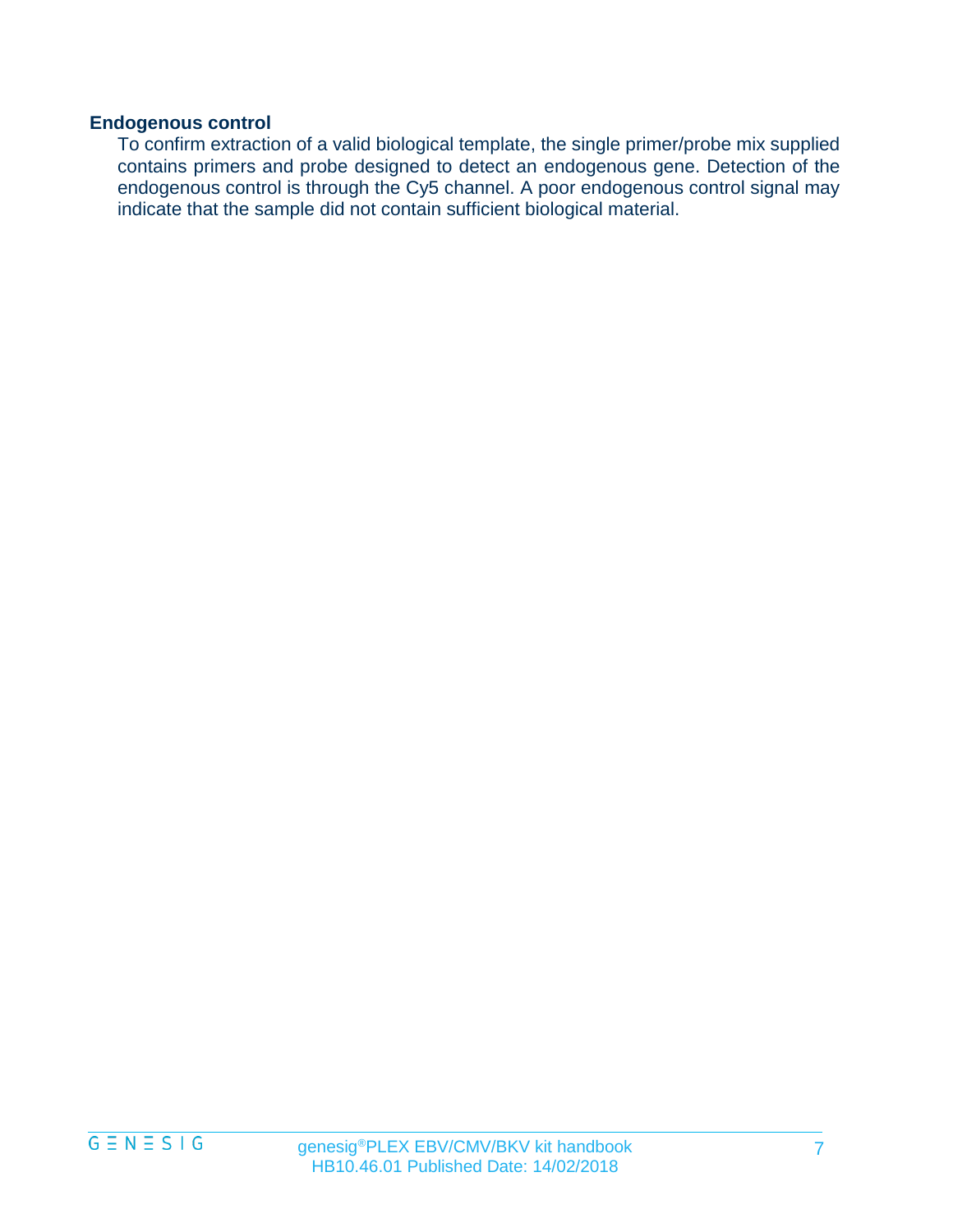### Endogenous control

To confirm extraction of a valid biological template, the single primer/probe mix supplied contains primers and probe designed to detect an endogenous gene. Detection of the endogenous control is through the Cy5 channel. A poor endogenous control signal may indicate that the sample did not contain sufficient biological material.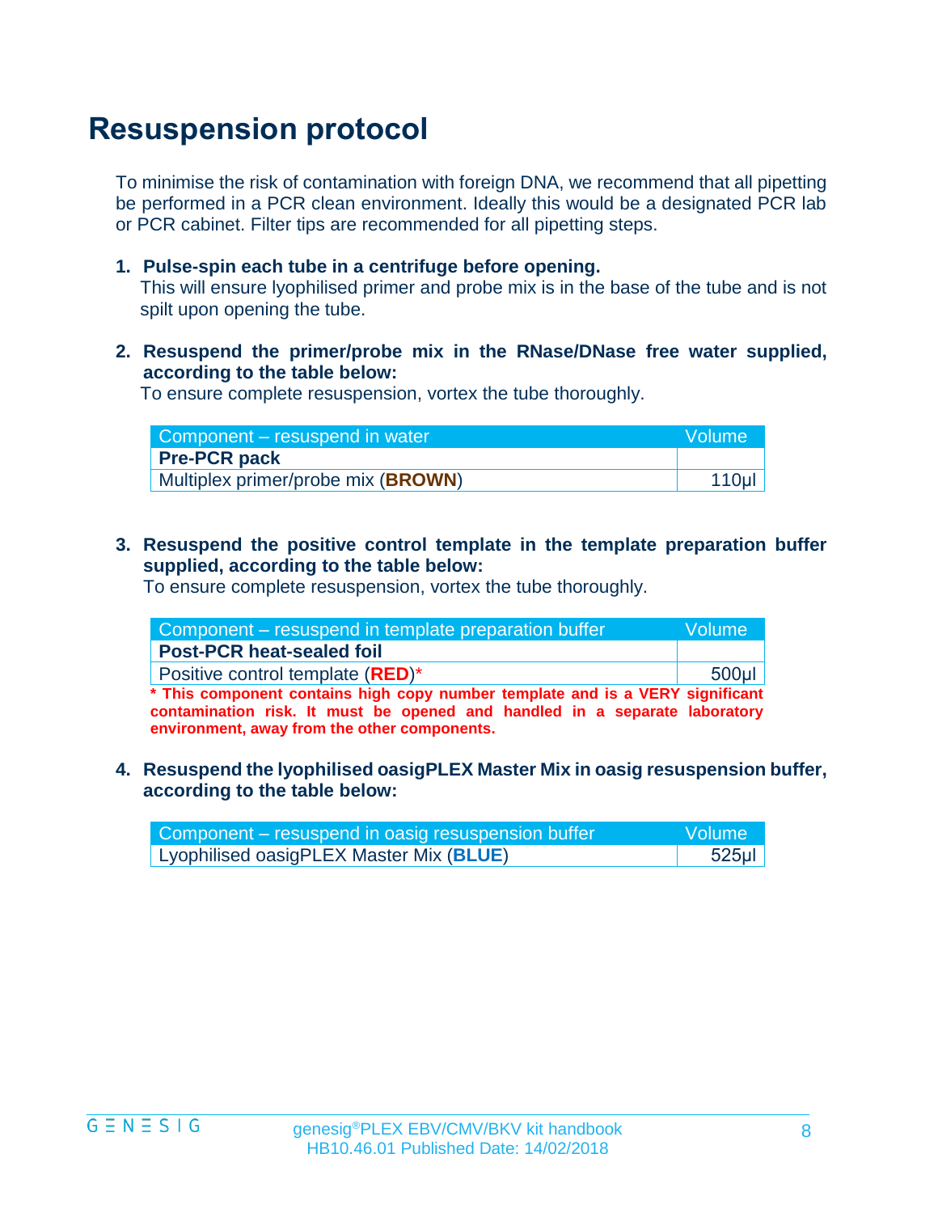# Resuspension protocol

To minimise the risk of contamination with foreign DNA, we recommend that all pipetting be performed in a PCR clean environment. Ideally this would be a designated PCR lab or PCR cabinet. Filter tips are recommended for all pipetting steps.

1. **Pulse-spin each tube in a centrifuge before opening.**
   This will ensure lyophilised primer and probe mix is in the base of the tube and is not spilt upon opening the tube.

2. **Resuspend the primer/probe mix in the RNase/DNase free water supplied, according to the table below:**
   To ensure complete resuspension, vortex the tube thoroughly.

| Component – resuspend in water | Volume |
|---|---|
| **Pre-PCR pack** | |
| Multiplex primer/probe mix (**BROWN**) | 110µl |

3. **Resuspend the positive control template in the template preparation buffer supplied, according to the table below:**
   To ensure complete resuspension, vortex the tube thoroughly.

| Component – resuspend in template preparation buffer | Volume |
|---|---|
| **Post-PCR heat-sealed foil** | |
| Positive control template (**RED**)* | 500µl |

**\* This component contains high copy number template and is a VERY significant contamination risk. It must be opened and handled in a separate laboratory environment, away from the other components.**

4. **Resuspend the lyophilised oasigPLEX Master Mix in oasig resuspension buffer, according to the table below:**

| Component – resuspend in oasig resuspension buffer | Volume |
|---|---|
| Lyophilised oasigPLEX Master Mix (**BLUE**) | 525µl |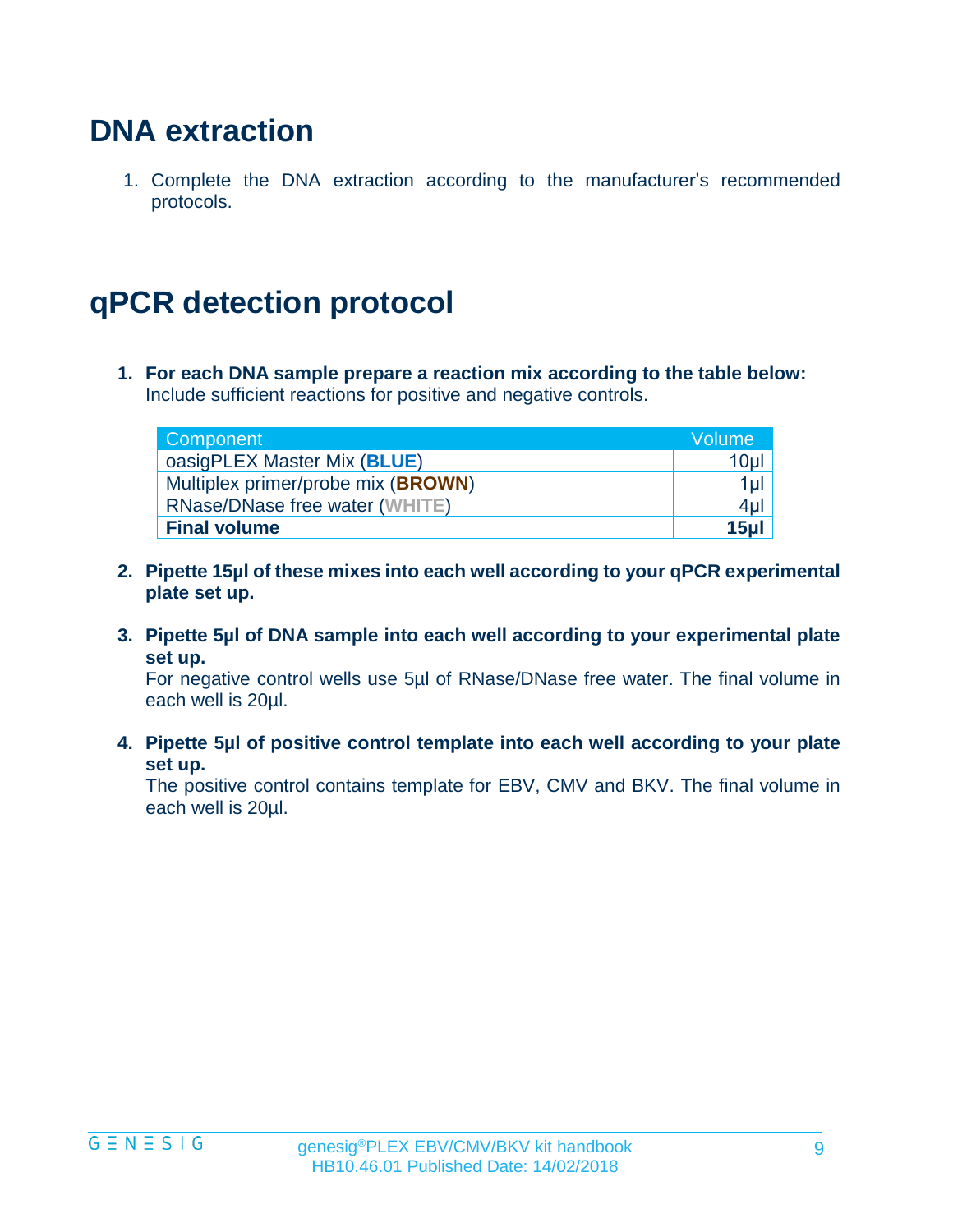# DNA extraction

1. Complete the DNA extraction according to the manufacturer's recommended protocols.

# qPCR detection protocol

1. **For each DNA sample prepare a reaction mix according to the table below:**
   Include sufficient reactions for positive and negative controls.

| Component | Volume |
|---|---|
| oasigPLEX Master Mix (**BLUE**) | 10µl |
| Multiplex primer/probe mix (**BROWN**) | 1µl |
| RNase/DNase free water (**WHITE**) | 4µl |
| **Final volume** | **15µl** |

2. **Pipette 15µl of these mixes into each well according to your qPCR experimental plate set up.**

3. **Pipette 5µl of DNA sample into each well according to your experimental plate set up.**
   For negative control wells use 5µl of RNase/DNase free water. The final volume in each well is 20µl.

4. **Pipette 5µl of positive control template into each well according to your plate set up.**
   The positive control contains template for EBV, CMV and BKV. The final volume in each well is 20µl.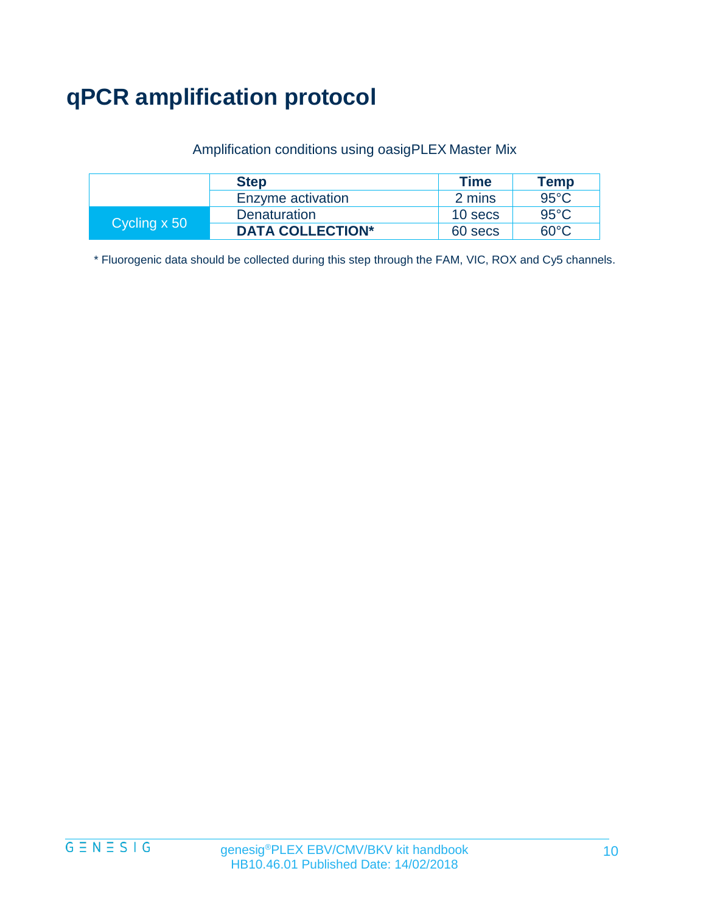# qPCR amplification protocol

Amplification conditions using oasigPLEX Master Mix

| | Step | Time | Temp |
|---|---|---|---|
| | Enzyme activation | 2 mins | 95°C |
| Cycling x 50 | Denaturation | 10 secs | 95°C |
| | **DATA COLLECTION*** | 60 secs | 60°C |

* Fluorogenic data should be collected during this step through the FAM, VIC, ROX and Cy5 channels.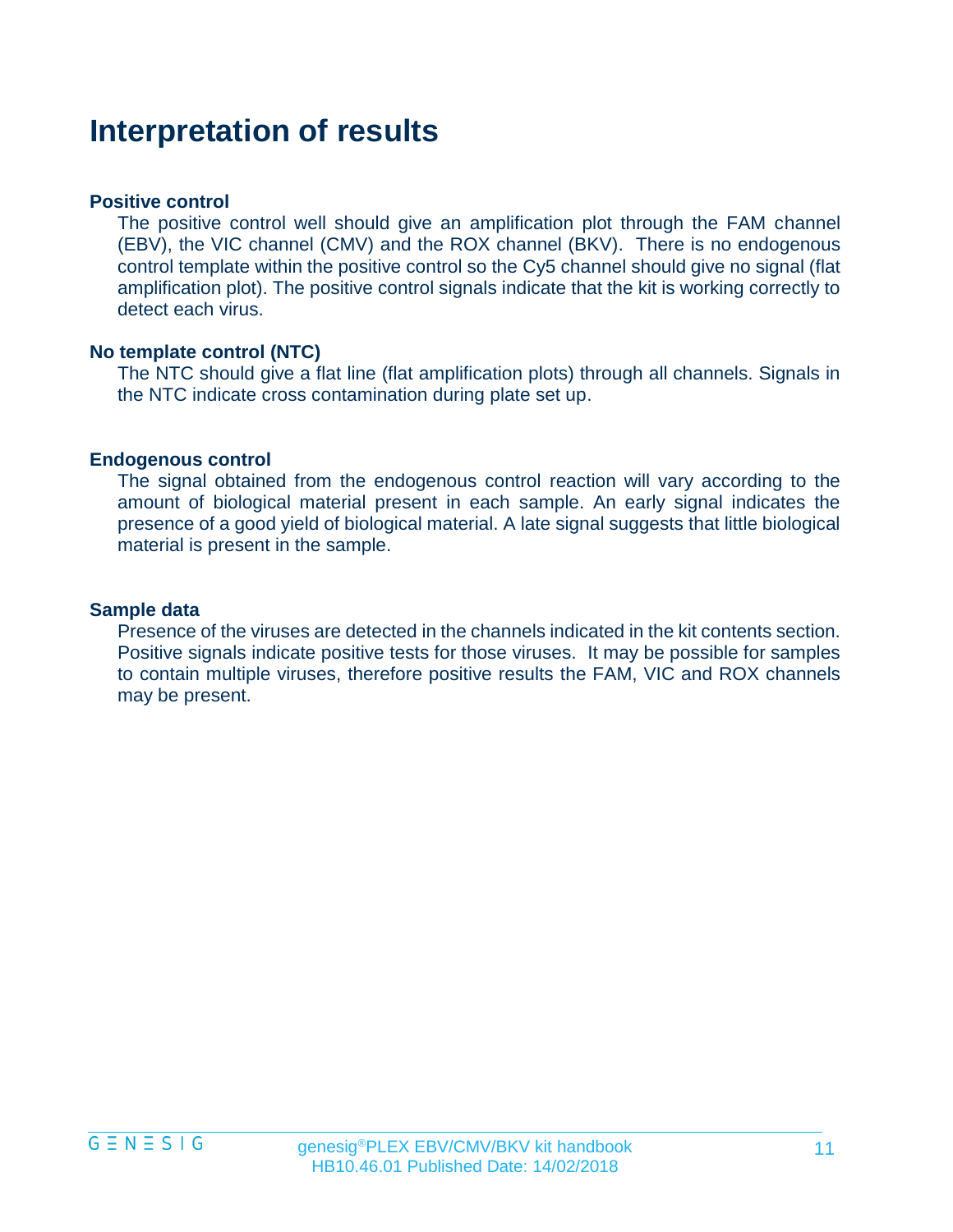# Interpretation of results

**Positive control**

The positive control well should give an amplification plot through the FAM channel (EBV), the VIC channel (CMV) and the ROX channel (BKV). There is no endogenous control template within the positive control so the Cy5 channel should give no signal (flat amplification plot). The positive control signals indicate that the kit is working correctly to detect each virus.

**No template control (NTC)**

The NTC should give a flat line (flat amplification plots) through all channels. Signals in the NTC indicate cross contamination during plate set up.

**Endogenous control**

The signal obtained from the endogenous control reaction will vary according to the amount of biological material present in each sample. An early signal indicates the presence of a good yield of biological material. A late signal suggests that little biological material is present in the sample.

**Sample data**

Presence of the viruses are detected in the channels indicated in the kit contents section. Positive signals indicate positive tests for those viruses. It may be possible for samples to contain multiple viruses, therefore positive results the FAM, VIC and ROX channels may be present.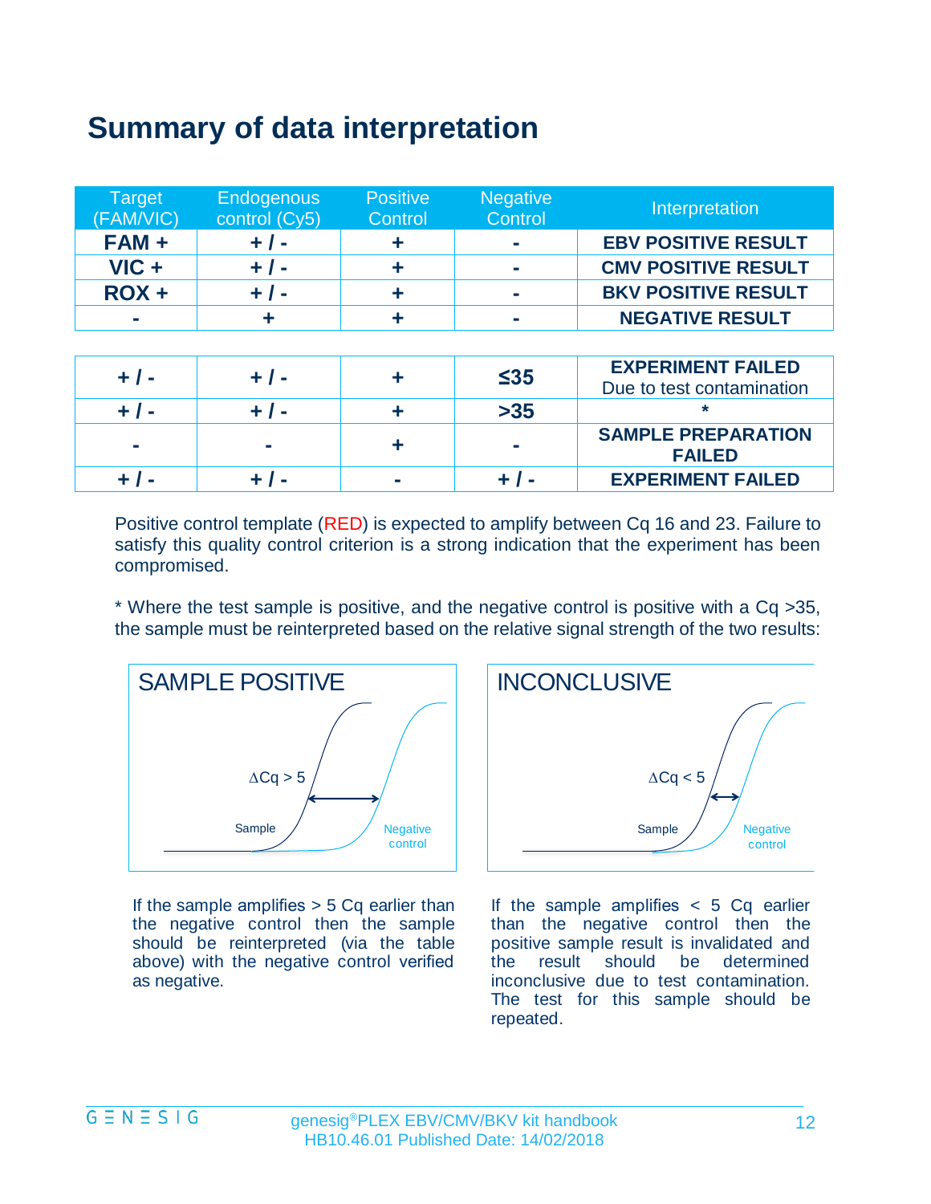# Summary of data interpretation

| Target (FAM/VIC) | Endogenous control (Cy5) | Positive Control | Negative Control | Interpretation |
|---|---|---|---|---|
| **FAM +** | **+ / -** | **+** | **-** | **EBV POSITIVE RESULT** |
| **VIC +** | **+ / -** | **+** | **-** | **CMV POSITIVE RESULT** |
| **ROX +** | **+ / -** | **+** | **-** | **BKV POSITIVE RESULT** |
| **-** | **+** | **+** | **-** | **NEGATIVE RESULT** |

| | | | | |
|---|---|---|---|---|
| **+ / -** | **+ / -** | **+** | **≤35** | **EXPERIMENT FAILED** Due to test contamination |
| **+ / -** | **+ / -** | **+** | **>35** | * |
| **-** | **-** | **+** | **-** | **SAMPLE PREPARATION FAILED** |
| **+ / -** | **+ / -** | **-** | **+ / -** | **EXPERIMENT FAILED** |

Positive control template (RED) is expected to amplify between Cq 16 and 23. Failure to satisfy this quality control criterion is a strong indication that the experiment has been compromised.

* Where the test sample is positive, and the negative control is positive with a Cq >35, the sample must be reinterpreted based on the relative signal strength of the two results:

SAMPLE POSITIVE

ΔCq > 5

Sample

Negative control

If the sample amplifies > 5 Cq earlier than the negative control then the sample should be reinterpreted (via the table above) with the negative control verified as negative.

INCONCLUSIVE

ΔCq < 5

Sample

Negative control

If the sample amplifies < 5 Cq earlier than the negative control then the positive sample result is invalidated and the result should be determined inconclusive due to test contamination. The test for this sample should be repeated.